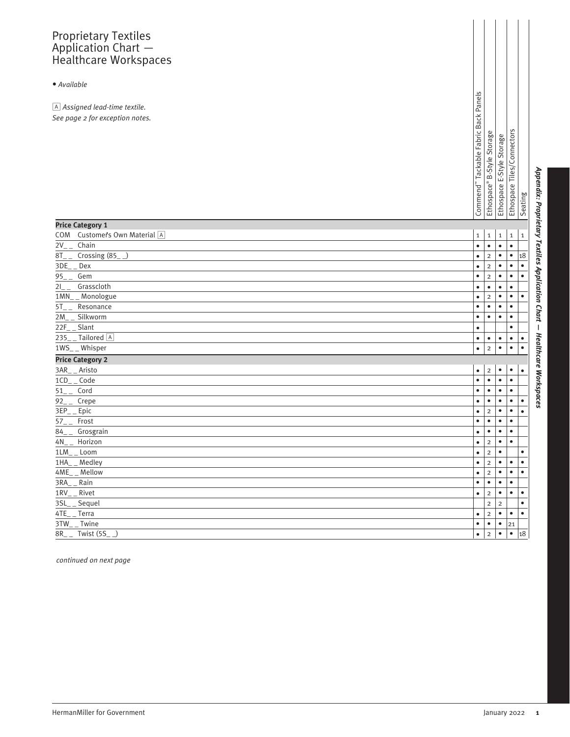# Proprietary Textiles Application Chart — Healthcare Workspaces

• *Available*

[A] *Assigned lead-time textile.*
*See page 2 for exception notes.*

| | Commend™ Tackable Fabric Back Panels | Ethospace® B-Style Storage | Ethospace E-Style Storage | Ethospace Tiles/Connectors | Seating |
|---|---|---|---|---|---|
| **Price Category 1** | | | | | |
| COM Customer's Own Material [A] | 1 | 1 | 1 | 1 | 1 |
| 2V_ _ Chain | • | • | • | • | |
| 8T_ _ Crossing (85_ _) | • | 2 | • | • | 18 |
| 3DE_ _ Dex | • | 2 | • | • | • |
| 95_ _ Gem | • | 2 | • | • | • |
| 2I_ _ Grasscloth | • | • | • | • | |
| 1MN_ _ Monologue | • | 2 | • | • | • |
| 5T_ _ Resonance | • | • | • | • | |
| 2M_ _ Silkworm | • | • | • | • | |
| 22F_ _ Slant | • | | | • | |
| 235_ _ Tailored [A] | • | • | • | • | • |
| 1WS_ _ Whisper | • | 2 | • | • | • |
| **Price Category 2** | | | | | |
| 3AR_ _ Aristo | • | 2 | • | • | • |
| 1CD_ _ Code | • | • | • | • | |
| 51_ _ Cord | • | • | • | • | |
| 92_ _ Crepe | • | • | • | • | • |
| 3EP_ _ Epic | • | 2 | • | • | • |
| 57_ _ Frost | • | • | • | • | |
| 84_ _ Grosgrain | • | • | • | • | |
| 4N_ _ Horizon | • | 2 | • | • | |
| 1LM_ _ Loom | • | 2 | • | | • |
| 1HA_ _ Medley | • | 2 | • | • | • |
| 4ME_ _ Mellow | • | 2 | • | • | • |
| 3RA_ _ Rain | • | • | • | • | |
| 1RV_ _ Rivet | • | 2 | • | • | • |
| 3SL_ _ Sequel | | 2 | 2 | | • |
| 4TE_ _ Terra | • | 2 | • | • | • |
| 3TW_ _ Twine | • | • | • | 21 | |
| 8R_ _ Twist (5S_ _) | • | 2 | • | • | 18 |

*continued on next page*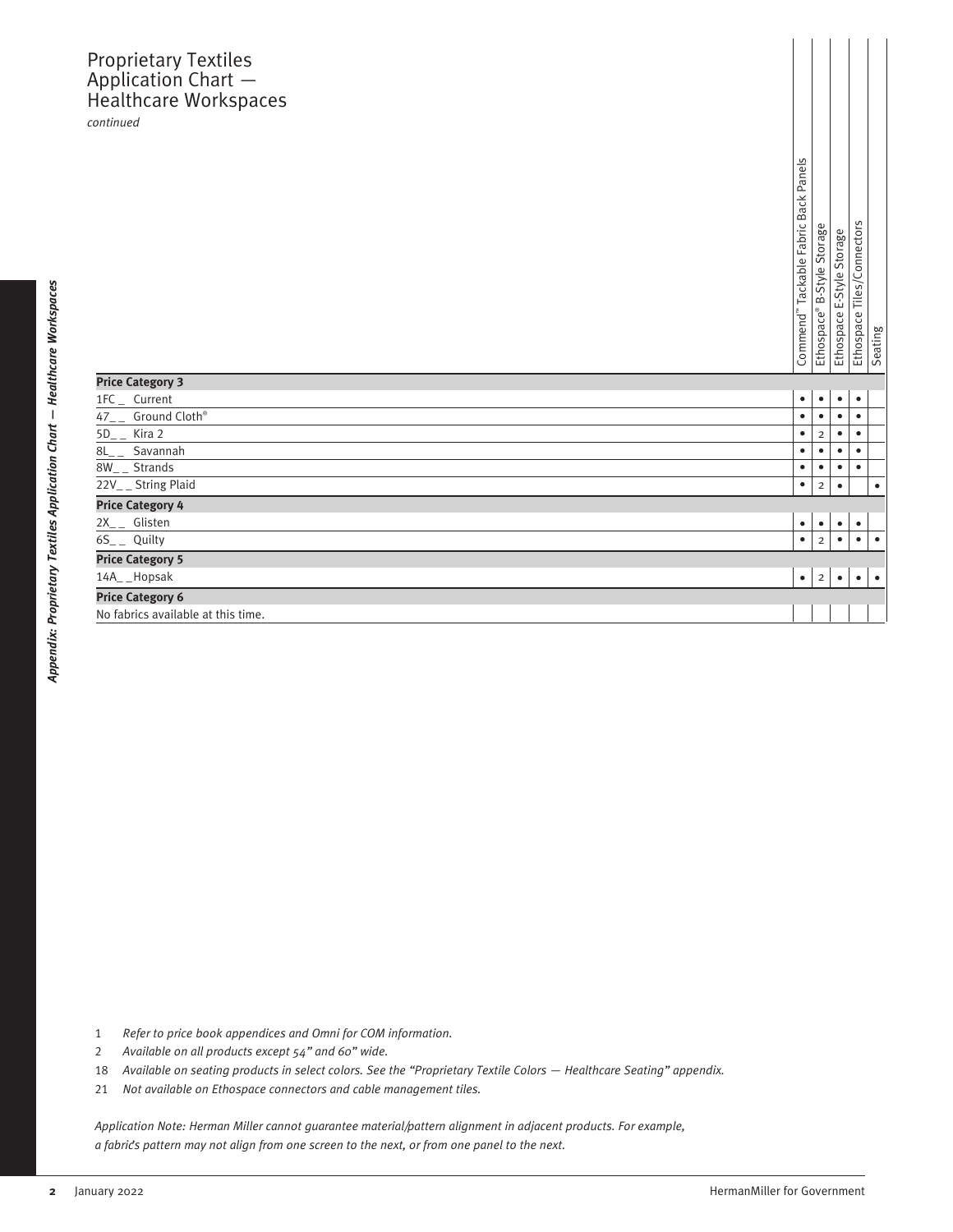# Proprietary Textiles Application Chart — Healthcare Workspaces

*continued*

| | Commend™ Tackable Fabric Back Panels | Ethospace® B-Style Storage | Ethospace E-Style Storage | Ethospace Tiles/Connectors | Seating |
|---|---|---|---|---|---|
| **Price Category 3** | | | | | |
| 1FC _ Current | • | • | • | • | |
| 47_ _ Ground Cloth® | • | • | • | • | |
| 5D_ _ Kira 2 | • | 2 | • | • | |
| 8L_ _ Savannah | • | • | • | • | |
| 8W_ _ Strands | • | • | • | • | |
| 22V_ _ String Plaid | • | 2 | • | | • |
| **Price Category 4** | | | | | |
| 2X_ _ Glisten | • | • | • | • | |
| 6S_ _ Quilty | • | 2 | • | • | • |
| **Price Category 5** | | | | | |
| 14A_ _Hopsak | • | 2 | • | • | • |
| **Price Category 6** | | | | | |
| No fabrics available at this time. | | | | | |

1 *Refer to price book appendices and Omni for COM information.*

2 *Available on all products except 54" and 60" wide.*

18 *Available on seating products in select colors. See the "Proprietary Textile Colors — Healthcare Seating" appendix.*

21 *Not available on Ethospace connectors and cable management tiles.*

*Application Note: Herman Miller cannot guarantee material/pattern alignment in adjacent products. For example, a fabric's pattern may not align from one screen to the next, or from one panel to the next.*